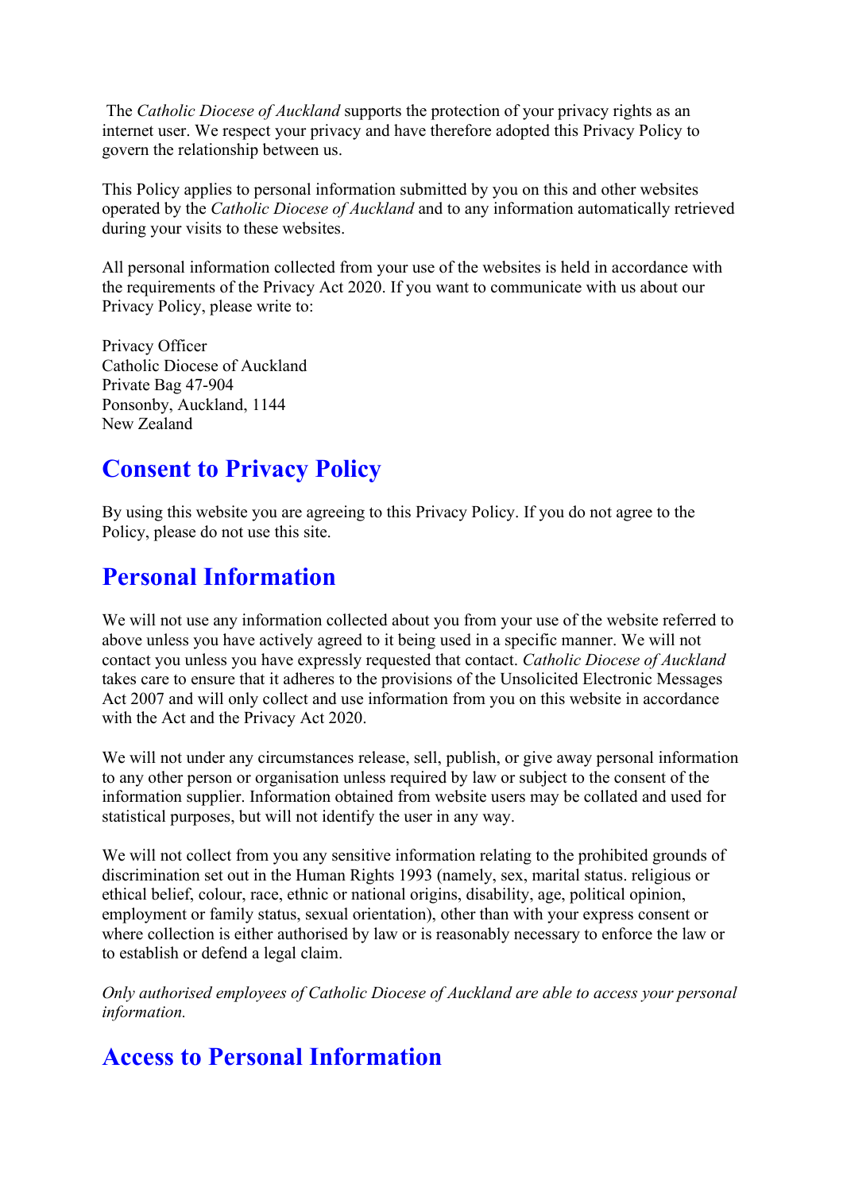The *Catholic Diocese of Auckland* supports the protection of your privacy rights as an internet user. We respect your privacy and have therefore adopted this Privacy Policy to govern the relationship between us.

This Policy applies to personal information submitted by you on this and other websites operated by the *Catholic Diocese of Auckland* and to any information automatically retrieved during your visits to these websites.

All personal information collected from your use of the websites is held in accordance with the requirements of the Privacy Act 2020. If you want to communicate with us about our Privacy Policy, please write to:

Privacy Officer
Catholic Diocese of Auckland
Private Bag 47-904
Ponsonby, Auckland, 1144
New Zealand

## Consent to Privacy Policy

By using this website you are agreeing to this Privacy Policy. If you do not agree to the Policy, please do not use this site.

## Personal Information

We will not use any information collected about you from your use of the website referred to above unless you have actively agreed to it being used in a specific manner. We will not contact you unless you have expressly requested that contact. *Catholic Diocese of Auckland* takes care to ensure that it adheres to the provisions of the Unsolicited Electronic Messages Act 2007 and will only collect and use information from you on this website in accordance with the Act and the Privacy Act 2020.

We will not under any circumstances release, sell, publish, or give away personal information to any other person or organisation unless required by law or subject to the consent of the information supplier. Information obtained from website users may be collated and used for statistical purposes, but will not identify the user in any way.

We will not collect from you any sensitive information relating to the prohibited grounds of discrimination set out in the Human Rights 1993 (namely, sex, marital status. religious or ethical belief, colour, race, ethnic or national origins, disability, age, political opinion, employment or family status, sexual orientation), other than with your express consent or where collection is either authorised by law or is reasonably necessary to enforce the law or to establish or defend a legal claim.

*Only authorised employees of Catholic Diocese of Auckland are able to access your personal information.*

## Access to Personal Information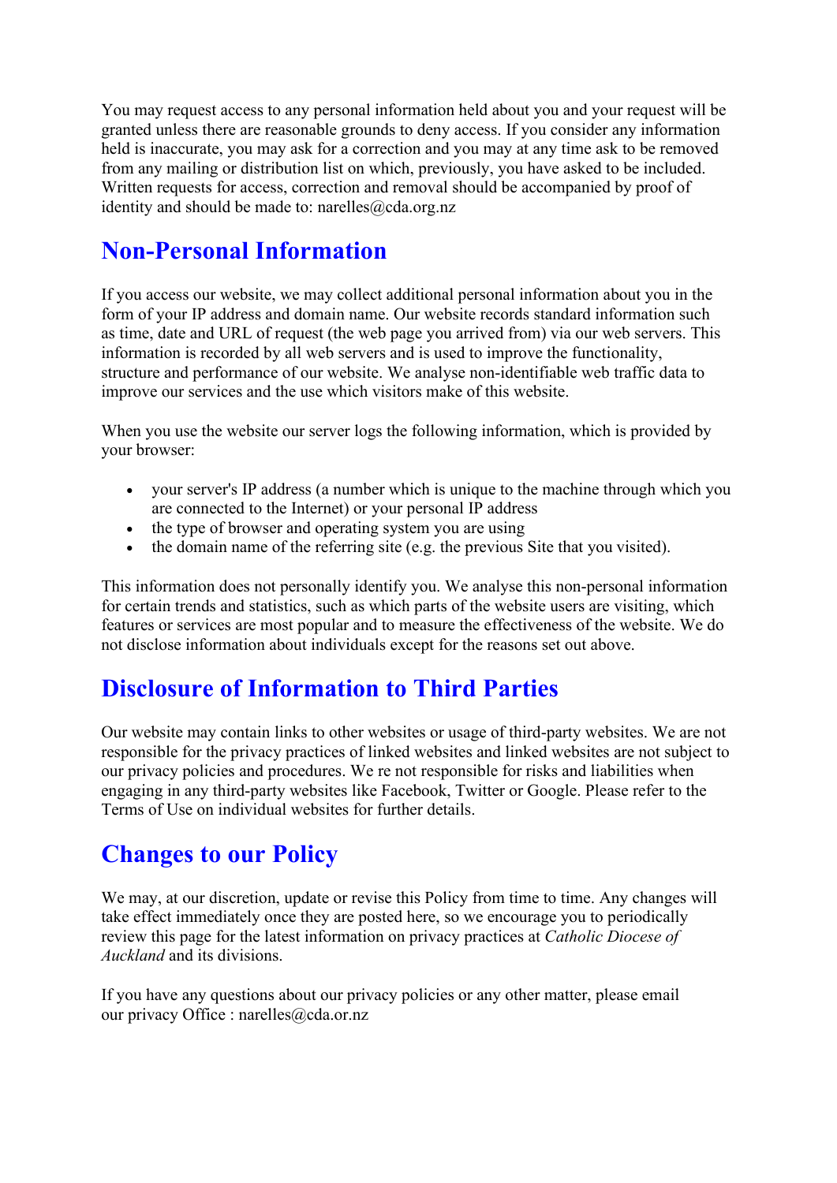You may request access to any personal information held about you and your request will be granted unless there are reasonable grounds to deny access. If you consider any information held is inaccurate, you may ask for a correction and you may at any time ask to be removed from any mailing or distribution list on which, previously, you have asked to be included. Written requests for access, correction and removal should be accompanied by proof of identity and should be made to: narelles@cda.org.nz

## Non-Personal Information

If you access our website, we may collect additional personal information about you in the form of your IP address and domain name. Our website records standard information such as time, date and URL of request (the web page you arrived from) via our web servers. This information is recorded by all web servers and is used to improve the functionality, structure and performance of our website. We analyse non-identifiable web traffic data to improve our services and the use which visitors make of this website.

When you use the website our server logs the following information, which is provided by your browser:

- your server's IP address (a number which is unique to the machine through which you are connected to the Internet) or your personal IP address
- the type of browser and operating system you are using
- the domain name of the referring site (e.g. the previous Site that you visited).

This information does not personally identify you. We analyse this non-personal information for certain trends and statistics, such as which parts of the website users are visiting, which features or services are most popular and to measure the effectiveness of the website. We do not disclose information about individuals except for the reasons set out above.

## Disclosure of Information to Third Parties

Our website may contain links to other websites or usage of third-party websites. We are not responsible for the privacy practices of linked websites and linked websites are not subject to our privacy policies and procedures. We re not responsible for risks and liabilities when engaging in any third-party websites like Facebook, Twitter or Google. Please refer to the Terms of Use on individual websites for further details.

## Changes to our Policy

We may, at our discretion, update or revise this Policy from time to time. Any changes will take effect immediately once they are posted here, so we encourage you to periodically review this page for the latest information on privacy practices at *Catholic Diocese of Auckland* and its divisions.

If you have any questions about our privacy policies or any other matter, please email our privacy Office : narelles@cda.or.nz